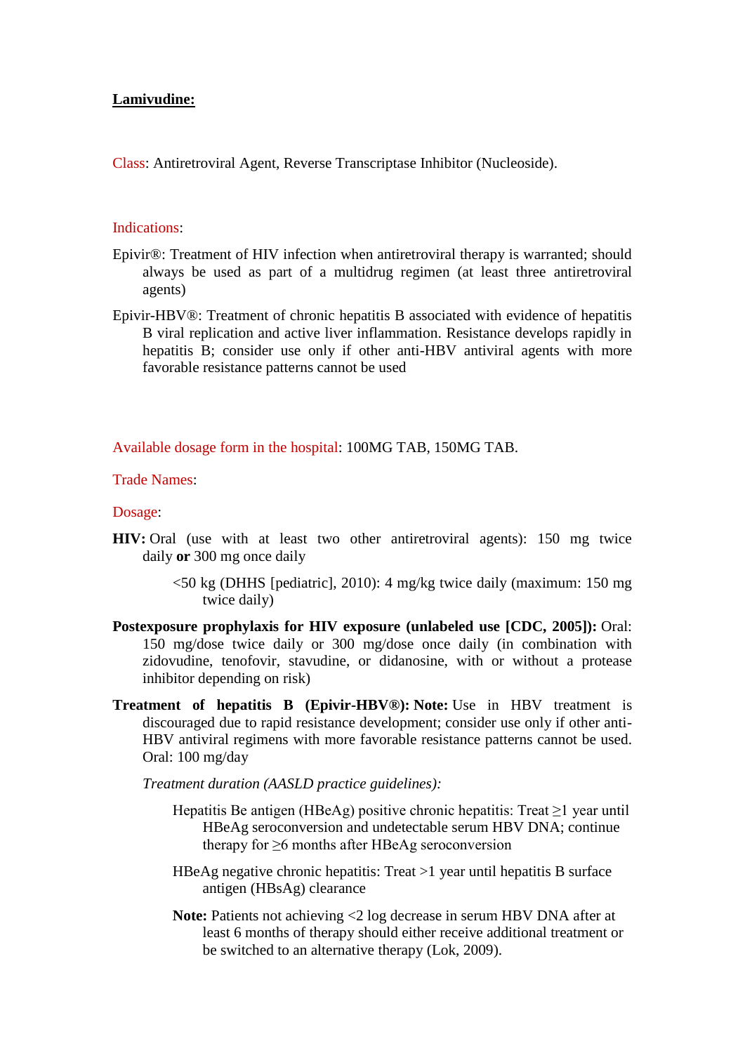**Lamivudine:**

Class: Antiretroviral Agent, Reverse Transcriptase Inhibitor (Nucleoside).

Indications:

Epivir®: Treatment of HIV infection when antiretroviral therapy is warranted; should always be used as part of a multidrug regimen (at least three antiretroviral agents)

Epivir-HBV®: Treatment of chronic hepatitis B associated with evidence of hepatitis B viral replication and active liver inflammation. Resistance develops rapidly in hepatitis B; consider use only if other anti-HBV antiviral agents with more favorable resistance patterns cannot be used

Available dosage form in the hospital: 100MG TAB, 150MG TAB.

Trade Names:

Dosage:

**HIV:** Oral (use with at least two other antiretroviral agents): 150 mg twice daily **or** 300 mg once daily

<50 kg (DHHS [pediatric], 2010): 4 mg/kg twice daily (maximum: 150 mg twice daily)

**Postexposure prophylaxis for HIV exposure (unlabeled use [CDC, 2005]):** Oral: 150 mg/dose twice daily or 300 mg/dose once daily (in combination with zidovudine, tenofovir, stavudine, or didanosine, with or without a protease inhibitor depending on risk)

**Treatment of hepatitis B (Epivir-HBV®): Note:** Use in HBV treatment is discouraged due to rapid resistance development; consider use only if other anti-HBV antiviral regimens with more favorable resistance patterns cannot be used. Oral: 100 mg/day

*Treatment duration (AASLD practice guidelines):*

Hepatitis Be antigen (HBeAg) positive chronic hepatitis: Treat ≥1 year until HBeAg seroconversion and undetectable serum HBV DNA; continue therapy for ≥6 months after HBeAg seroconversion

HBeAg negative chronic hepatitis: Treat >1 year until hepatitis B surface antigen (HBsAg) clearance

**Note:** Patients not achieving <2 log decrease in serum HBV DNA after at least 6 months of therapy should either receive additional treatment or be switched to an alternative therapy (Lok, 2009).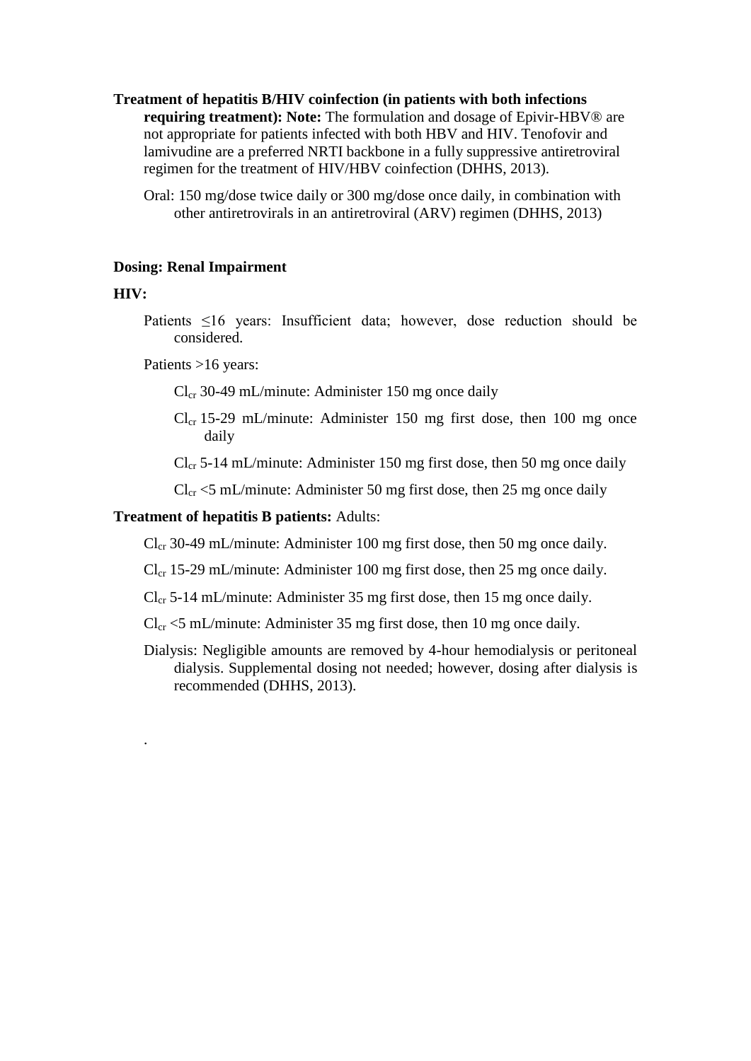**Treatment of hepatitis B/HIV coinfection (in patients with both infections requiring treatment): Note:** The formulation and dosage of Epivir-HBV® are not appropriate for patients infected with both HBV and HIV. Tenofovir and lamivudine are a preferred NRTI backbone in a fully suppressive antiretroviral regimen for the treatment of HIV/HBV coinfection (DHHS, 2013).

Oral: 150 mg/dose twice daily or 300 mg/dose once daily, in combination with other antiretrovirals in an antiretroviral (ARV) regimen (DHHS, 2013)

**Dosing: Renal Impairment**

**HIV:**

Patients ≤16 years: Insufficient data; however, dose reduction should be considered.

Patients >16 years:

$Cl_{cr}$ 30-49 mL/minute: Administer 150 mg once daily

$Cl_{cr}$ 15-29 mL/minute: Administer 150 mg first dose, then 100 mg once daily

$Cl_{cr}$ 5-14 mL/minute: Administer 150 mg first dose, then 50 mg once daily

$Cl_{cr}$ <5 mL/minute: Administer 50 mg first dose, then 25 mg once daily

**Treatment of hepatitis B patients:** Adults:

$Cl_{cr}$ 30-49 mL/minute: Administer 100 mg first dose, then 50 mg once daily.

$Cl_{cr}$ 15-29 mL/minute: Administer 100 mg first dose, then 25 mg once daily.

$Cl_{cr}$ 5-14 mL/minute: Administer 35 mg first dose, then 15 mg once daily.

$Cl_{cr}$ <5 mL/minute: Administer 35 mg first dose, then 10 mg once daily.

Dialysis: Negligible amounts are removed by 4-hour hemodialysis or peritoneal dialysis. Supplemental dosing not needed; however, dosing after dialysis is recommended (DHHS, 2013).

.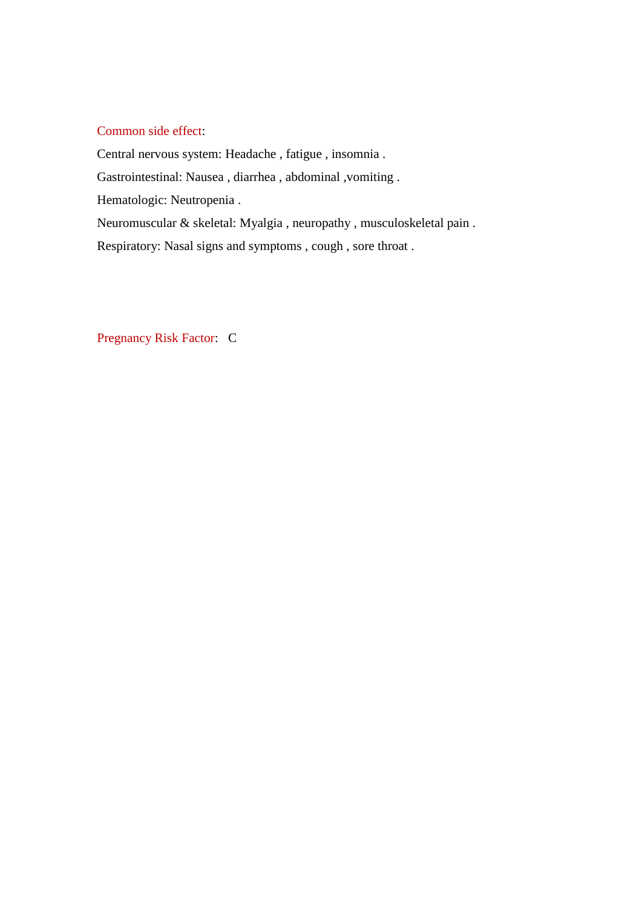Common side effect:

Central nervous system: Headache , fatigue , insomnia .

Gastrointestinal: Nausea , diarrhea , abdominal ,vomiting .

Hematologic: Neutropenia .

Neuromuscular & skeletal: Myalgia , neuropathy , musculoskeletal pain .

Respiratory: Nasal signs and symptoms , cough , sore throat .

Pregnancy Risk Factor: C